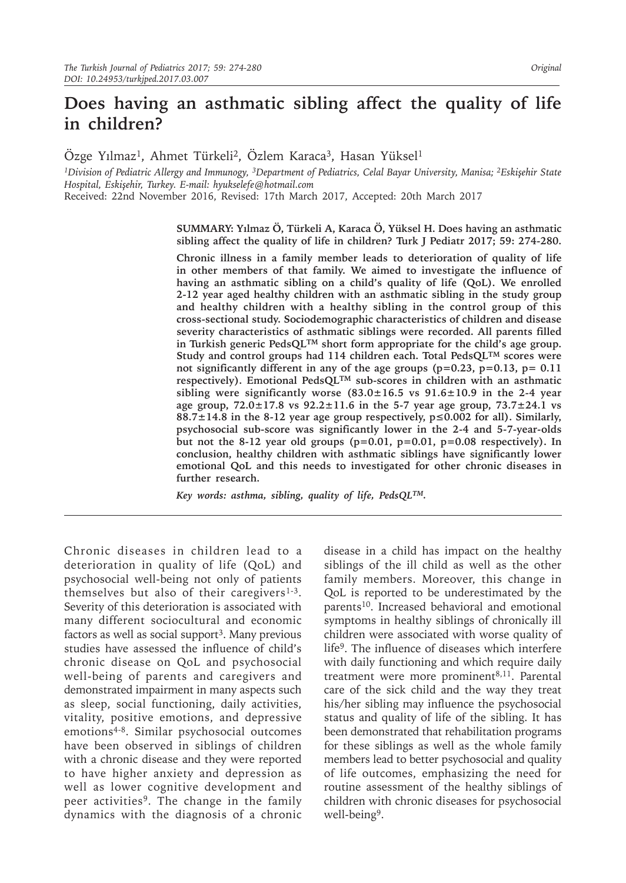# Does having an asthmatic sibling affect the quality of life in children?

Özge Yılmaz[1], Ahmet Türkeli[2], Özlem Karaca[3], Hasan Yüksel[1]

[1]*Division of Pediatric Allergy and Immunogy,* [3]*Department of Pediatrics, Celal Bayar University, Manisa;* [2]*Eskişehir State Hospital, Eskişehir, Turkey. E-mail: hyukselefe@hotmail.com*

Received: 22nd November 2016, Revised: 17th March 2017, Accepted: 20th March 2017

**SUMMARY: Yılmaz Ö, Türkeli A, Karaca Ö, Yüksel H. Does having an asthmatic sibling affect the quality of life in children? Turk J Pediatr 2017; 59: 274-280.**

**Chronic illness in a family member leads to deterioration of quality of life in other members of that family. We aimed to investigate the influence of having an asthmatic sibling on a child's quality of life (QoL). We enrolled 2-12 year aged healthy children with an asthmatic sibling in the study group and healthy children with a healthy sibling in the control group of this cross-sectional study. Sociodemographic characteristics of children and disease severity characteristics of asthmatic siblings were recorded. All parents filled in Turkish generic PedsQL™ short form appropriate for the child's age group. Study and control groups had 114 children each. Total PedsQL™ scores were not significantly different in any of the age groups (p=0.23, p=0.13, p= 0.11 respectively). Emotional PedsQL™ sub-scores in children with an asthmatic sibling were significantly worse (83.0±16.5 vs 91.6±10.9 in the 2-4 year age group, 72.0±17.8 vs 92.2±11.6 in the 5-7 year age group, 73.7±24.1 vs 88.7±14.8 in the 8-12 year age group respectively, p≤0.002 for all). Similarly, psychosocial sub-score was significantly lower in the 2-4 and 5-7-year-olds but not the 8-12 year old groups (p=0.01, p=0.01, p=0.08 respectively). In conclusion, healthy children with asthmatic siblings have significantly lower emotional QoL and this needs to investigated for other chronic diseases in further research.**

***Key words: asthma, sibling, quality of life, PedsQL™.***

Chronic diseases in children lead to a deterioration in quality of life (QoL) and psychosocial well-being not only of patients themselves but also of their caregivers[1-3]. Severity of this deterioration is associated with many different sociocultural and economic factors as well as social support[3]. Many previous studies have assessed the influence of child's chronic disease on QoL and psychosocial well-being of parents and caregivers and demonstrated impairment in many aspects such as sleep, social functioning, daily activities, vitality, positive emotions, and depressive emotions[4-8]. Similar psychosocial outcomes have been observed in siblings of children with a chronic disease and they were reported to have higher anxiety and depression as well as lower cognitive development and peer activities[9]. The change in the family dynamics with the diagnosis of a chronic disease in a child has impact on the healthy siblings of the ill child as well as the other family members. Moreover, this change in QoL is reported to be underestimated by the parents[10]. Increased behavioral and emotional symptoms in healthy siblings of chronically ill children were associated with worse quality of life[9]. The influence of diseases which interfere with daily functioning and which require daily treatment were more prominent[8,11]. Parental care of the sick child and the way they treat his/her sibling may influence the psychosocial status and quality of life of the sibling. It has been demonstrated that rehabilitation programs for these siblings as well as the whole family members lead to better psychosocial and quality of life outcomes, emphasizing the need for routine assessment of the healthy siblings of children with chronic diseases for psychosocial well-being[9].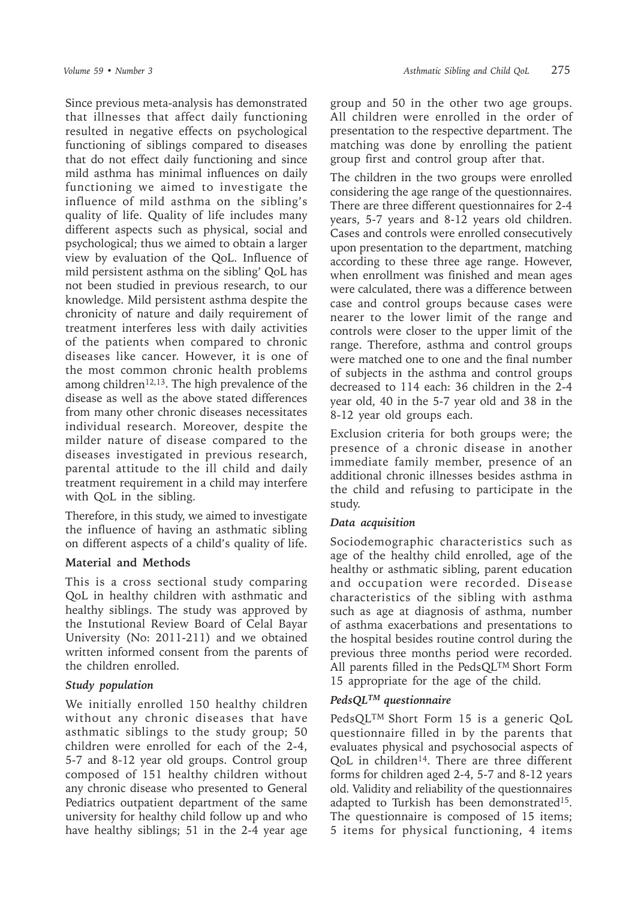Since previous meta-analysis has demonstrated that illnesses that affect daily functioning resulted in negative effects on psychological functioning of siblings compared to diseases that do not effect daily functioning and since mild asthma has minimal influences on daily functioning we aimed to investigate the influence of mild asthma on the sibling's quality of life. Quality of life includes many different aspects such as physical, social and psychological; thus we aimed to obtain a larger view by evaluation of the QoL. Influence of mild persistent asthma on the sibling' QoL has not been studied in previous research, to our knowledge. Mild persistent asthma despite the chronicity of nature and daily requirement of treatment interferes less with daily activities of the patients when compared to chronic diseases like cancer. However, it is one of the most common chronic health problems among children[12,13]. The high prevalence of the disease as well as the above stated differences from many other chronic diseases necessitates individual research. Moreover, despite the milder nature of disease compared to the diseases investigated in previous research, parental attitude to the ill child and daily treatment requirement in a child may interfere with QoL in the sibling.

Therefore, in this study, we aimed to investigate the influence of having an asthmatic sibling on different aspects of a child's quality of life.

## Material and Methods

This is a cross sectional study comparing QoL in healthy children with asthmatic and healthy siblings. The study was approved by the Instutional Review Board of Celal Bayar University (No: 2011-211) and we obtained written informed consent from the parents of the children enrolled.

### *Study population*

We initially enrolled 150 healthy children without any chronic diseases that have asthmatic siblings to the study group; 50 children were enrolled for each of the 2-4, 5-7 and 8-12 year old groups. Control group composed of 151 healthy children without any chronic disease who presented to General Pediatrics outpatient department of the same university for healthy child follow up and who have healthy siblings; 51 in the 2-4 year age group and 50 in the other two age groups. All children were enrolled in the order of presentation to the respective department. The matching was done by enrolling the patient group first and control group after that.

The children in the two groups were enrolled considering the age range of the questionnaires. There are three different questionnaires for 2-4 years, 5-7 years and 8-12 years old children. Cases and controls were enrolled consecutively upon presentation to the department, matching according to these three age range. However, when enrollment was finished and mean ages were calculated, there was a difference between case and control groups because cases were nearer to the lower limit of the range and controls were closer to the upper limit of the range. Therefore, asthma and control groups were matched one to one and the final number of subjects in the asthma and control groups decreased to 114 each: 36 children in the 2-4 year old, 40 in the 5-7 year old and 38 in the 8-12 year old groups each.

Exclusion criteria for both groups were; the presence of a chronic disease in another immediate family member, presence of an additional chronic illnesses besides asthma in the child and refusing to participate in the study.

### *Data acquisition*

Sociodemographic characteristics such as age of the healthy child enrolled, age of the healthy or asthmatic sibling, parent education and occupation were recorded. Disease characteristics of the sibling with asthma such as age at diagnosis of asthma, number of asthma exacerbations and presentations to the hospital besides routine control during the previous three months period were recorded. All parents filled in the PedsQL™ Short Form 15 appropriate for the age of the child.

### *PedsQL™ questionnaire*

PedsQL™ Short Form 15 is a generic QoL questionnaire filled in by the parents that evaluates physical and psychosocial aspects of QoL in children[14]. There are three different forms for children aged 2-4, 5-7 and 8-12 years old. Validity and reliability of the questionnaires adapted to Turkish has been demonstrated[15]. The questionnaire is composed of 15 items; 5 items for physical functioning, 4 items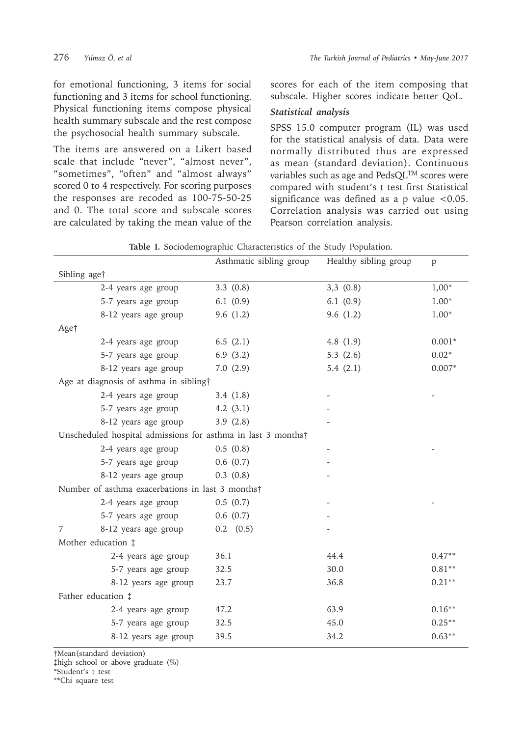for emotional functioning, 3 items for social functioning and 3 items for school functioning. Physical functioning items compose physical health summary subscale and the rest compose the psychosocial health summary subscale.

The items are answered on a Likert based scale that include "never", "almost never", "sometimes", "often" and "almost always" scored 0 to 4 respectively. For scoring purposes the responses are recoded as 100-75-50-25 and 0. The total score and subscale scores are calculated by taking the mean value of the scores for each of the item composing that subscale. Higher scores indicate better QoL.

### *Statistical analysis*

SPSS 15.0 computer program (IL) was used for the statistical analysis of data. Data were normally distributed thus are expressed as mean (standard deviation). Continuous variables such as age and PedsQL™ scores were compared with student's t test first Statistical significance was defined as a p value <0.05. Correlation analysis was carried out using Pearson correlation analysis.

**Table I.** Sociodemographic Characteristics of the Study Population.

| | Asthmatic sibling group | Healthy sibling group | p |
|---|---|---|---|
| Sibling age† | | | |
| 2-4 years age group | 3.3 (0.8) | 3,3 (0.8) | 1,00* |
| 5-7 years age group | 6.1 (0.9) | 6.1 (0.9) | 1.00* |
| 8-12 years age group | 9.6 (1.2) | 9.6 (1.2) | 1.00* |
| Age† | | | |
| 2-4 years age group | 6.5 (2.1) | 4.8 (1.9) | 0.001* |
| 5-7 years age group | 6.9 (3.2) | 5.3 (2.6) | 0.02* |
| 8-12 years age group | 7.0 (2.9) | 5.4 (2.1) | 0.007* |
| Age at diagnosis of asthma in sibling† | | | |
| 2-4 years age group | 3.4 (1.8) | - | - |
| 5-7 years age group | 4.2 (3.1) | - | |
| 8-12 years age group | 3.9 (2.8) | - | |
| Unscheduled hospital admissions for asthma in last 3 months† | | | |
| 2-4 years age group | 0.5 (0.8) | - | - |
| 5-7 years age group | 0.6 (0.7) | - | |
| 8-12 years age group | 0.3 (0.8) | - | |
| Number of asthma exacerbations in last 3 months† | | | |
| 2-4 years age group | 0.5 (0.7) | - | - |
| 5-7 years age group | 0.6 (0.7) | - | |
| 7 8-12 years age group | 0.2 (0.5) | - | |
| Mother education ‡ | | | |
| 2-4 years age group | 36.1 | 44.4 | 0.47** |
| 5-7 years age group | 32.5 | 30.0 | 0.81** |
| 8-12 years age group | 23.7 | 36.8 | 0.21** |
| Father education ‡ | | | |
| 2-4 years age group | 47.2 | 63.9 | 0.16** |
| 5-7 years age group | 32.5 | 45.0 | 0.25** |
| 8-12 years age group | 39.5 | 34.2 | 0.63** |

†Mean(standard deviation)
‡high school or above graduate (%)
*Student's t test
**Chi square test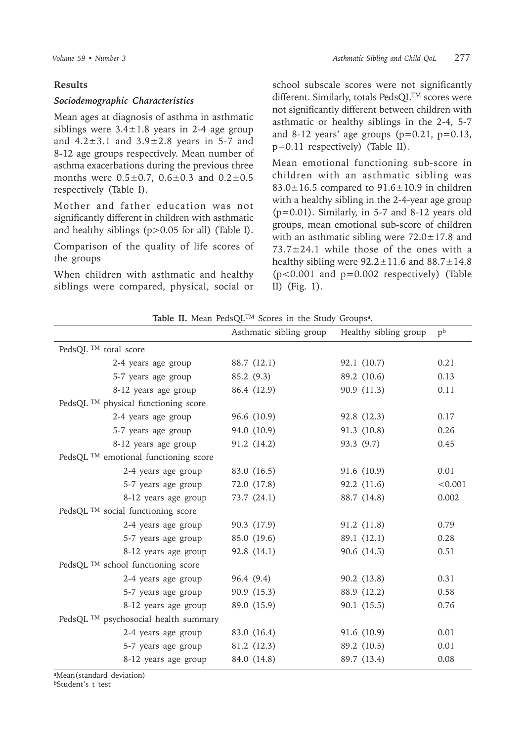## Results

### *Sociodemographic Characteristics*

Mean ages at diagnosis of asthma in asthmatic siblings were 3.4±1.8 years in 2-4 age group and 4.2±3.1 and 3.9±2.8 years in 5-7 and 8-12 age groups respectively. Mean number of asthma exacerbations during the previous three months were 0.5±0.7, 0.6±0.3 and 0.2±0.5 respectively (Table I).

Mother and father education was not significantly different in children with asthmatic and healthy siblings (p>0.05 for all) (Table I).

Comparison of the quality of life scores of the groups

When children with asthmatic and healthy siblings were compared, physical, social or school subscale scores were not significantly different. Similarly, totals PedsQL™ scores were not significantly different between children with asthmatic or healthy siblings in the 2-4, 5-7 and 8-12 years' age groups (p=0.21, p=0.13, p=0.11 respectively) (Table II).

Mean emotional functioning sub-score in children with an asthmatic sibling was 83.0±16.5 compared to 91.6±10.9 in children with a healthy sibling in the 2-4-year age group (p=0.01). Similarly, in 5-7 and 8-12 years old groups, mean emotional sub-score of children with an asthmatic sibling were 72.0±17.8 and 73.7±24.1 while those of the ones with a healthy sibling were 92.2±11.6 and 88.7±14.8 (p<0.001 and p=0.002 respectively) (Table II) (Fig. 1).

**Table II.** Mean PedsQL™ Scores in the Study Groups[a].

| | Asthmatic sibling group | Healthy sibling group | p[b] |
|---|---|---|---|
| PedsQL ™ total score | | | |
| 2-4 years age group | 88.7 (12.1) | 92.1 (10.7) | 0.21 |
| 5-7 years age group | 85.2 (9.3) | 89.2 (10.6) | 0.13 |
| 8-12 years age group | 86.4 (12.9) | 90.9 (11.3) | 0.11 |
| PedsQL ™ physical functioning score | | | |
| 2-4 years age group | 96.6 (10.9) | 92.8 (12.3) | 0.17 |
| 5-7 years age group | 94.0 (10.9) | 91.3 (10.8) | 0.26 |
| 8-12 years age group | 91.2 (14.2) | 93.3 (9.7) | 0.45 |
| PedsQL ™ emotional functioning score | | | |
| 2-4 years age group | 83.0 (16.5) | 91.6 (10.9) | 0.01 |
| 5-7 years age group | 72.0 (17.8) | 92.2 (11.6) | <0.001 |
| 8-12 years age group | 73.7 (24.1) | 88.7 (14.8) | 0.002 |
| PedsQL ™ social functioning score | | | |
| 2-4 years age group | 90.3 (17.9) | 91.2 (11.8) | 0.79 |
| 5-7 years age group | 85.0 (19.6) | 89.1 (12.1) | 0.28 |
| 8-12 years age group | 92.8 (14.1) | 90.6 (14.5) | 0.51 |
| PedsQL ™ school functioning score | | | |
| 2-4 years age group | 96.4 (9.4) | 90.2 (13.8) | 0.31 |
| 5-7 years age group | 90.9 (15.3) | 88.9 (12.2) | 0.58 |
| 8-12 years age group | 89.0 (15.9) | 90.1 (15.5) | 0.76 |
| PedsQL ™ psychosocial health summary | | | |
| 2-4 years age group | 83.0 (16.4) | 91.6 (10.9) | 0.01 |
| 5-7 years age group | 81.2 (12.3) | 89.2 (10.5) | 0.01 |
| 8-12 years age group | 84.0 (14.8) | 89.7 (13.4) | 0.08 |

[a]Mean(standard deviation)
[b]Student's t test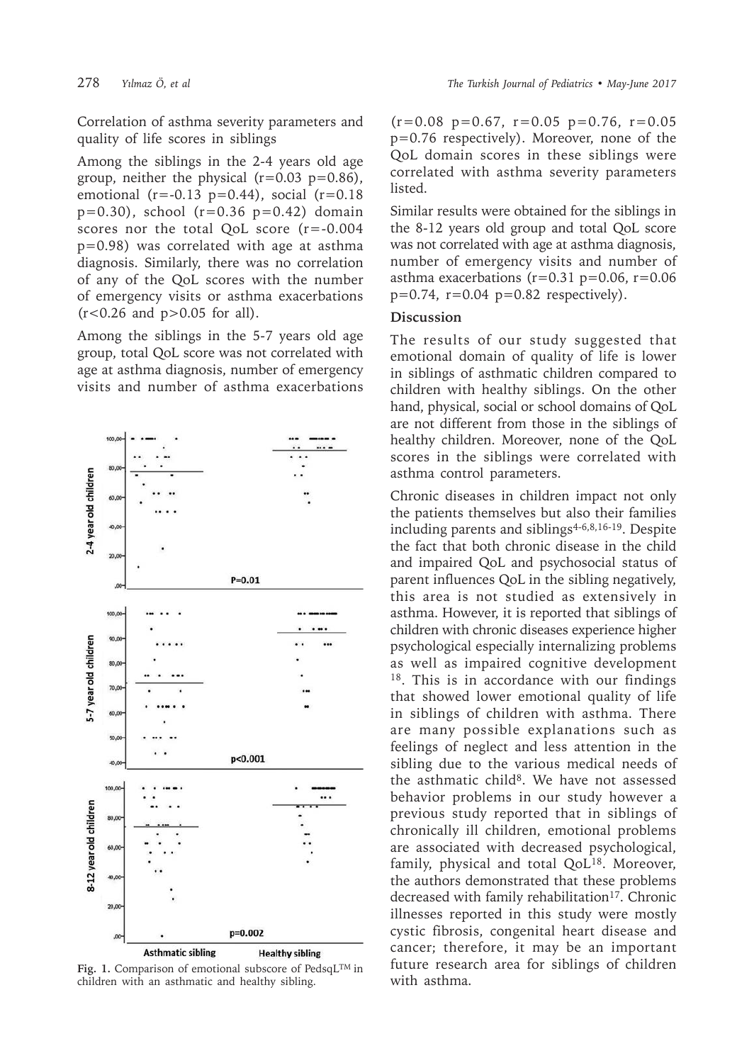Correlation of asthma severity parameters and quality of life scores in siblings

Among the siblings in the 2-4 years old age group, neither the physical ($r=0.03$ $p=0.86$), emotional ($r=-0.13$ $p=0.44$), social ($r=0.18$ $p=0.30$), school ($r=0.36$ $p=0.42$) domain scores nor the total QoL score ($r=-0.004$ $p=0.98$) was correlated with age at asthma diagnosis. Similarly, there was no correlation of any of the QoL scores with the number of emergency visits or asthma exacerbations ($r<0.26$ and $p>0.05$ for all).

Among the siblings in the 5-7 years old age group, total QoL score was not correlated with age at asthma diagnosis, number of emergency visits and number of asthma exacerbations ($r=0.08$ $p=0.67$, $r=0.05$ $p=0.76$, $r=0.05$ $p=0.76$ respectively). Moreover, none of the QoL domain scores in these siblings were correlated with asthma severity parameters listed.

Similar results were obtained for the siblings in the 8-12 years old group and total QoL score was not correlated with age at asthma diagnosis, number of emergency visits and number of asthma exacerbations ($r=0.31$ $p=0.06$, $r=0.06$ $p=0.74$, $r=0.04$ $p=0.82$ respectively).

Fig. 1. Comparison of emotional subscore of PedsqL™ in children with an asthmatic and healthy sibling.

## Discussion

The results of our study suggested that emotional domain of quality of life is lower in siblings of asthmatic children compared to children with healthy siblings. On the other hand, physical, social or school domains of QoL are not different from those in the siblings of healthy children. Moreover, none of the QoL scores in the siblings were correlated with asthma control parameters.

Chronic diseases in children impact not only the patients themselves but also their families including parents and siblings[4-6,8,16-19]. Despite the fact that both chronic disease in the child and impaired QoL and psychosocial status of parent influences QoL in the sibling negatively, this area is not studied as extensively in asthma. However, it is reported that siblings of children with chronic diseases experience higher psychological especially internalizing problems as well as impaired cognitive development [18]. This is in accordance with our findings that showed lower emotional quality of life in siblings of children with asthma. There are many possible explanations such as feelings of neglect and less attention in the sibling due to the various medical needs of the asthmatic child[8]. We have not assessed behavior problems in our study however a previous study reported that in siblings of chronically ill children, emotional problems are associated with decreased psychological, family, physical and total QoL[18]. Moreover, the authors demonstrated that these problems decreased with family rehabilitation[17]. Chronic illnesses reported in this study were mostly cystic fibrosis, congenital heart disease and cancer; therefore, it may be an important future research area for siblings of children with asthma.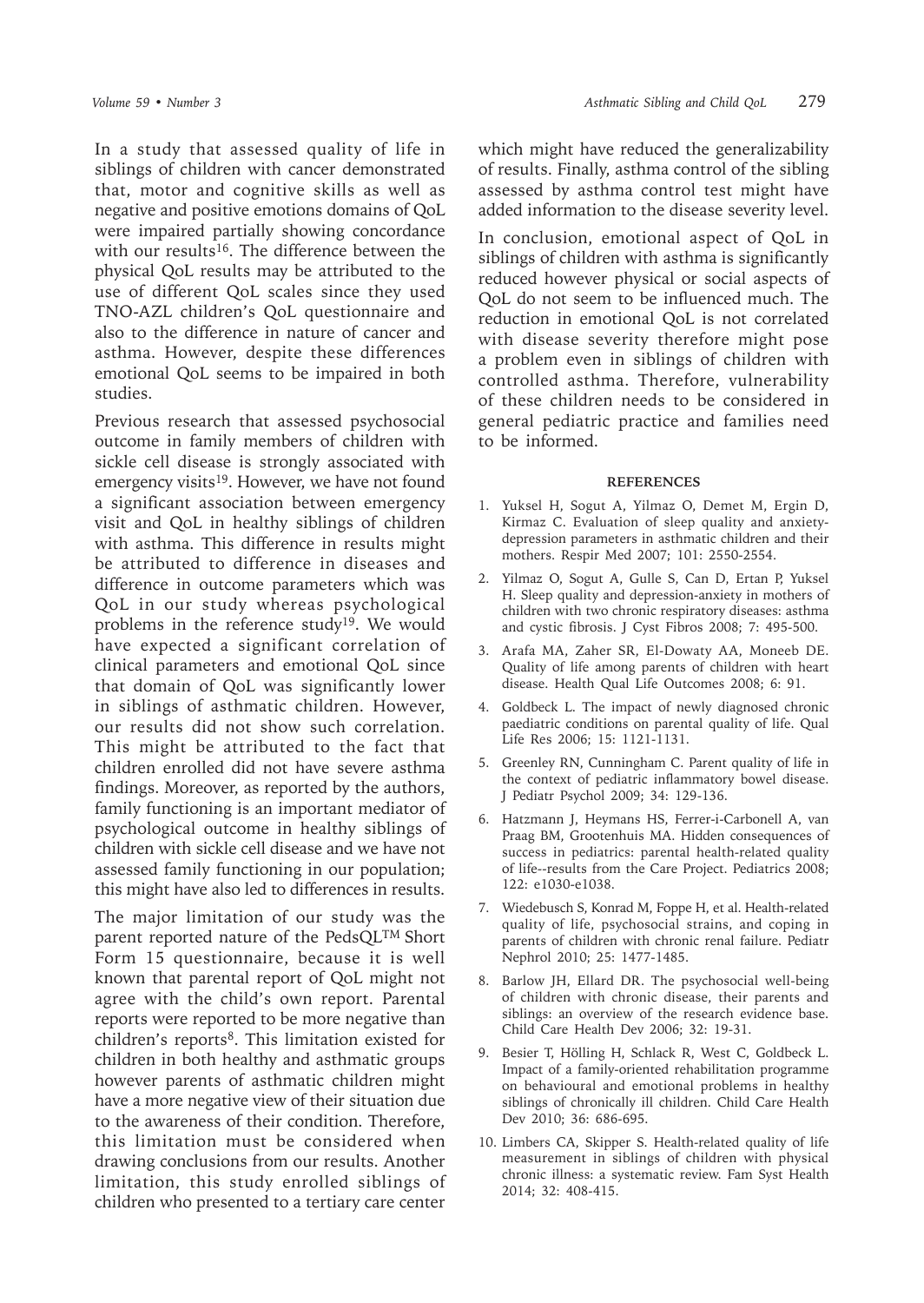In a study that assessed quality of life in siblings of children with cancer demonstrated that, motor and cognitive skills as well as negative and positive emotions domains of QoL were impaired partially showing concordance with our results[16]. The difference between the physical QoL results may be attributed to the use of different QoL scales since they used TNO-AZL children's QoL questionnaire and also to the difference in nature of cancer and asthma. However, despite these differences emotional QoL seems to be impaired in both studies.

Previous research that assessed psychosocial outcome in family members of children with sickle cell disease is strongly associated with emergency visits[19]. However, we have not found a significant association between emergency visit and QoL in healthy siblings of children with asthma. This difference in results might be attributed to difference in diseases and difference in outcome parameters which was QoL in our study whereas psychological problems in the reference study[19]. We would have expected a significant correlation of clinical parameters and emotional QoL since that domain of QoL was significantly lower in siblings of asthmatic children. However, our results did not show such correlation. This might be attributed to the fact that children enrolled did not have severe asthma findings. Moreover, as reported by the authors, family functioning is an important mediator of psychological outcome in healthy siblings of children with sickle cell disease and we have not assessed family functioning in our population; this might have also led to differences in results.

The major limitation of our study was the parent reported nature of the PedsQL™ Short Form 15 questionnaire, because it is well known that parental report of QoL might not agree with the child's own report. Parental reports were reported to be more negative than children's reports[8]. This limitation existed for children in both healthy and asthmatic groups however parents of asthmatic children might have a more negative view of their situation due to the awareness of their condition. Therefore, this limitation must be considered when drawing conclusions from our results. Another limitation, this study enrolled siblings of children who presented to a tertiary care center which might have reduced the generalizability of results. Finally, asthma control of the sibling assessed by asthma control test might have added information to the disease severity level.

In conclusion, emotional aspect of QoL in siblings of children with asthma is significantly reduced however physical or social aspects of QoL do not seem to be influenced much. The reduction in emotional QoL is not correlated with disease severity therefore might pose a problem even in siblings of children with controlled asthma. Therefore, vulnerability of these children needs to be considered in general pediatric practice and families need to be informed.

## REFERENCES

1. Yuksel H, Sogut A, Yilmaz O, Demet M, Ergin D, Kirmaz C. Evaluation of sleep quality and anxiety-depression parameters in asthmatic children and their mothers. Respir Med 2007; 101: 2550-2554.
2. Yilmaz O, Sogut A, Gulle S, Can D, Ertan P, Yuksel H. Sleep quality and depression-anxiety in mothers of children with two chronic respiratory diseases: asthma and cystic fibrosis. J Cyst Fibros 2008; 7: 495-500.
3. Arafa MA, Zaher SR, El-Dowaty AA, Moneeb DE. Quality of life among parents of children with heart disease. Health Qual Life Outcomes 2008; 6: 91.
4. Goldbeck L. The impact of newly diagnosed chronic paediatric conditions on parental quality of life. Qual Life Res 2006; 15: 1121-1131.
5. Greenley RN, Cunningham C. Parent quality of life in the context of pediatric inflammatory bowel disease. J Pediatr Psychol 2009; 34: 129-136.
6. Hatzmann J, Heymans HS, Ferrer-i-Carbonell A, van Praag BM, Grootenhuis MA. Hidden consequences of success in pediatrics: parental health-related quality of life--results from the Care Project. Pediatrics 2008; 122: e1030-e1038.
7. Wiedebusch S, Konrad M, Foppe H, et al. Health-related quality of life, psychosocial strains, and coping in parents of children with chronic renal failure. Pediatr Nephrol 2010; 25: 1477-1485.
8. Barlow JH, Ellard DR. The psychosocial well-being of children with chronic disease, their parents and siblings: an overview of the research evidence base. Child Care Health Dev 2006; 32: 19-31.
9. Besier T, Hölling H, Schlack R, West C, Goldbeck L. Impact of a family-oriented rehabilitation programme on behavioural and emotional problems in healthy siblings of chronically ill children. Child Care Health Dev 2010; 36: 686-695.
10. Limbers CA, Skipper S. Health-related quality of life measurement in siblings of children with physical chronic illness: a systematic review. Fam Syst Health 2014; 32: 408-415.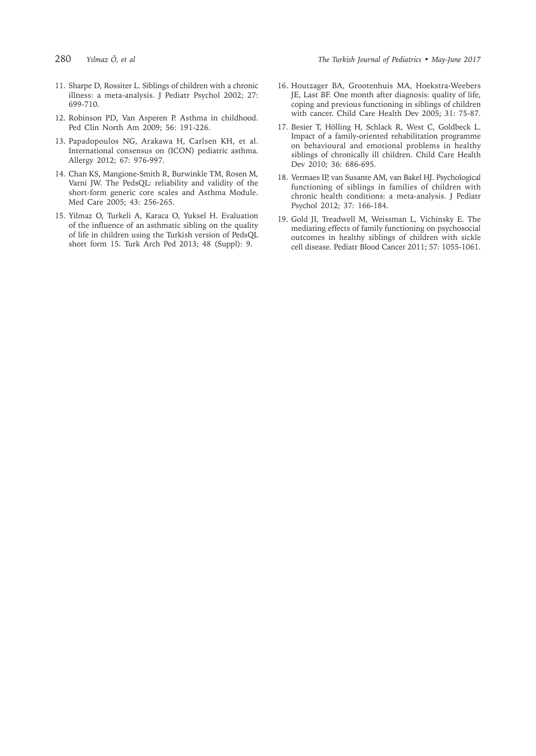11. Sharpe D, Rossiter L. Siblings of children with a chronic illness: a meta-analysis. J Pediatr Psychol 2002; 27: 699-710.
12. Robinson PD, Van Asperen P. Asthma in childhood. Ped Clin North Am 2009; 56: 191-226.
13. Papadopoulos NG, Arakawa H, Carlsen KH, et al. International consensus on (ICON) pediatric asthma. Allergy 2012; 67: 976-997.
14. Chan KS, Mangione-Smith R, Burwinkle TM, Rosen M, Varni JW. The PedsQL: reliability and validity of the short-form generic core scales and Asthma Module. Med Care 2005; 43: 256-265.
15. Yilmaz O, Turkeli A, Karaca O, Yuksel H. Evaluation of the influence of an asthmatic sibling on the quality of life in children using the Turkish version of PedsQL short form 15. Turk Arch Ped 2013; 48 (Suppl): 9.
16. Houtzager BA, Grootenhuis MA, Hoekstra-Weebers JE, Last BF. One month after diagnosis: quality of life, coping and previous functioning in siblings of children with cancer. Child Care Health Dev 2005; 31: 75-87.
17. Besier T, Hölling H, Schlack R, West C, Goldbeck L. Impact of a family-oriented rehabilitation programme on behavioural and emotional problems in healthy siblings of chronically ill children. Child Care Health Dev 2010; 36: 686-695.
18. Vermaes IP, van Susante AM, van Bakel HJ. Psychological functioning of siblings in families of children with chronic health conditions: a meta-analysis. J Pediatr Psychol 2012; 37: 166-184.
19. Gold JI, Treadwell M, Weissman L, Vichinsky E. The mediating effects of family functioning on psychosocial outcomes in healthy siblings of children with sickle cell disease. Pediatr Blood Cancer 2011; 57: 1055-1061.